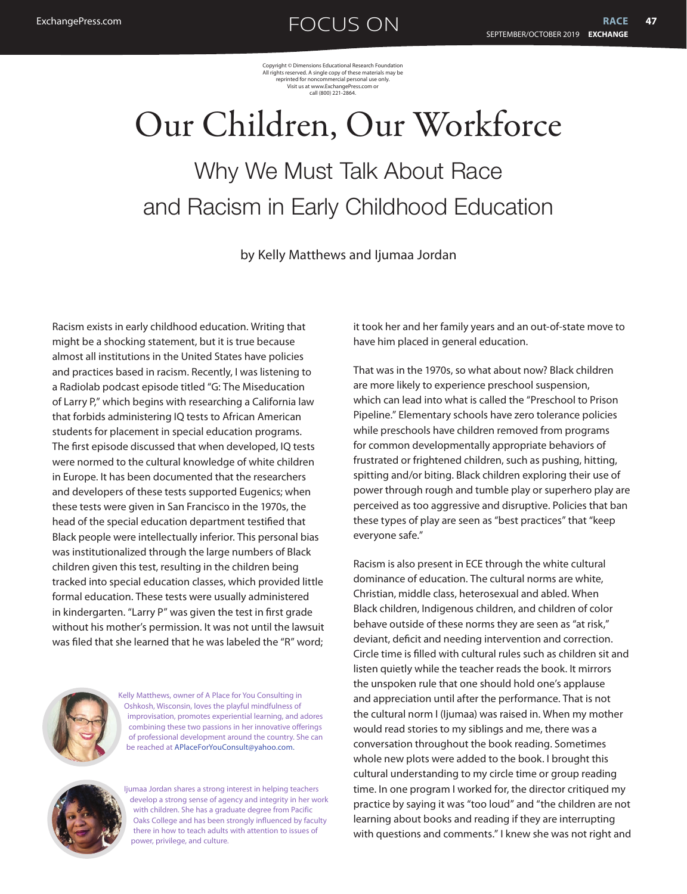Copyright © Dimensions Educational Research Foundation
All rights reserved. A single copy of these materials may be reprinted for noncommercial personal use only.
Visit us at www.ExchangePress.com or call (800) 221-2864.

# Our Children, Our Workforce

## Why We Must Talk About Race and Racism in Early Childhood Education

by Kelly Matthews and Ijumaa Jordan

Racism exists in early childhood education. Writing that might be a shocking statement, but it is true because almost all institutions in the United States have policies and practices based in racism. Recently, I was listening to a Radiolab podcast episode titled "G: The Miseducation of Larry P," which begins with researching a California law that forbids administering IQ tests to African American students for placement in special education programs. The first episode discussed that when developed, IQ tests were normed to the cultural knowledge of white children in Europe. It has been documented that the researchers and developers of these tests supported Eugenics; when these tests were given in San Francisco in the 1970s, the head of the special education department testified that Black people were intellectually inferior. This personal bias was institutionalized through the large numbers of Black children given this test, resulting in the children being tracked into special education classes, which provided little formal education. These tests were usually administered in kindergarten. "Larry P" was given the test in first grade without his mother's permission. It was not until the lawsuit was filed that she learned that he was labeled the "R" word; it took her and her family years and an out-of-state move to have him placed in general education.

That was in the 1970s, so what about now? Black children are more likely to experience preschool suspension, which can lead into what is called the "Preschool to Prison Pipeline." Elementary schools have zero tolerance policies while preschools have children removed from programs for common developmentally appropriate behaviors of frustrated or frightened children, such as pushing, hitting, spitting and/or biting. Black children exploring their use of power through rough and tumble play or superhero play are perceived as too aggressive and disruptive. Policies that ban these types of play are seen as "best practices" that "keep everyone safe."

Racism is also present in ECE through the white cultural dominance of education. The cultural norms are white, Christian, middle class, heterosexual and abled. When Black children, Indigenous children, and children of color behave outside of these norms they are seen as "at risk," deviant, deficit and needing intervention and correction. Circle time is filled with cultural rules such as children sit and listen quietly while the teacher reads the book. It mirrors the unspoken rule that one should hold one's applause and appreciation until after the performance. That is not the cultural norm I (Ijumaa) was raised in. When my mother would read stories to my siblings and me, there was a conversation throughout the book reading. Sometimes whole new plots were added to the book. I brought this cultural understanding to my circle time or group reading time. In one program I worked for, the director critiqued my practice by saying it was "too loud" and "the children are not learning about books and reading if they are interrupting with questions and comments." I knew she was not right and

Kelly Matthews, owner of A Place for You Consulting in Oshkosh, Wisconsin, loves the playful mindfulness of improvisation, promotes experiential learning, and adores combining these two passions in her innovative offerings of professional development around the country. She can be reached at APlaceForYouConsult@yahoo.com.

Ijumaa Jordan shares a strong interest in helping teachers develop a strong sense of agency and integrity in her work with children. She has a graduate degree from Pacific Oaks College and has been strongly influenced by faculty there in how to teach adults with attention to issues of power, privilege, and culture.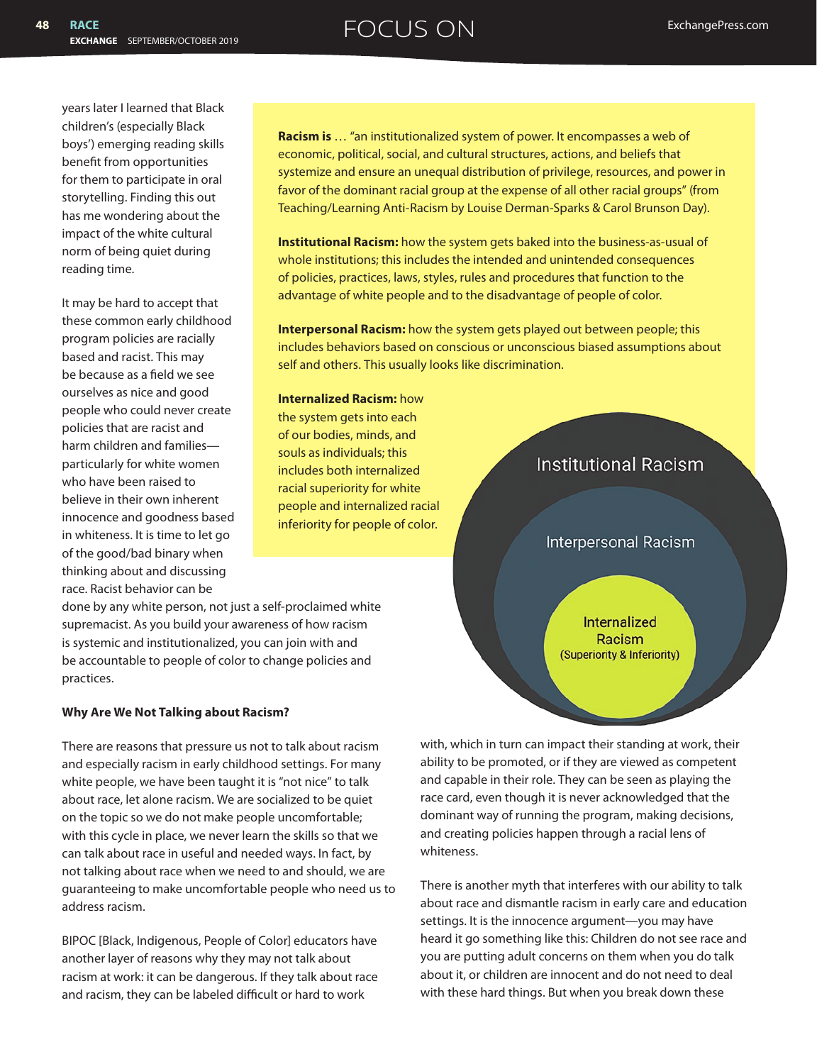years later I learned that Black children's (especially Black boys') emerging reading skills benefit from opportunities for them to participate in oral storytelling. Finding this out has me wondering about the impact of the white cultural norm of being quiet during reading time.

It may be hard to accept that these common early childhood program policies are racially based and racist. This may be because as a field we see ourselves as nice and good people who could never create policies that are racist and harm children and families—particularly for white women who have been raised to believe in their own inherent innocence and goodness based in whiteness. It is time to let go of the good/bad binary when thinking about and discussing race. Racist behavior can be done by any white person, not just a self-proclaimed white supremacist. As you build your awareness of how racism is systemic and institutionalized, you can join with and be accountable to people of color to change policies and practices.

> **Racism is** … "an institutionalized system of power. It encompasses a web of economic, political, social, and cultural structures, actions, and beliefs that systemize and ensure an unequal distribution of privilege, resources, and power in favor of the dominant racial group at the expense of all other racial groups" (from Teaching/Learning Anti-Racism by Louise Derman-Sparks & Carol Brunson Day).
>
> **Institutional Racism:** how the system gets baked into the business-as-usual of whole institutions; this includes the intended and unintended consequences of policies, practices, laws, styles, rules and procedures that function to the advantage of white people and to the disadvantage of people of color.
>
> **Interpersonal Racism:** how the system gets played out between people; this includes behaviors based on conscious or unconscious biased assumptions about self and others. This usually looks like discrimination.
>
> **Internalized Racism:** how the system gets into each of our bodies, minds, and souls as individuals; this includes both internalized racial superiority for white people and internalized racial inferiority for people of color.

Institutional Racism

Interpersonal Racism

Internalized Racism (Superiority & Inferiority)

### Why Are We Not Talking about Racism?

There are reasons that pressure us not to talk about racism and especially racism in early childhood settings. For many white people, we have been taught it is "not nice" to talk about race, let alone racism. We are socialized to be quiet on the topic so we do not make people uncomfortable; with this cycle in place, we never learn the skills so that we can talk about race in useful and needed ways. In fact, by not talking about race when we need to and should, we are guaranteeing to make uncomfortable people who need us to address racism.

BIPOC [Black, Indigenous, People of Color] educators have another layer of reasons why they may not talk about racism at work: it can be dangerous. If they talk about race and racism, they can be labeled difficult or hard to work with, which in turn can impact their standing at work, their ability to be promoted, or if they are viewed as competent and capable in their role. They can be seen as playing the race card, even though it is never acknowledged that the dominant way of running the program, making decisions, and creating policies happen through a racial lens of whiteness.

There is another myth that interferes with our ability to talk about race and dismantle racism in early care and education settings. It is the innocence argument—you may have heard it go something like this: Children do not see race and you are putting adult concerns on them when you do talk about it, or children are innocent and do not need to deal with these hard things. But when you break down these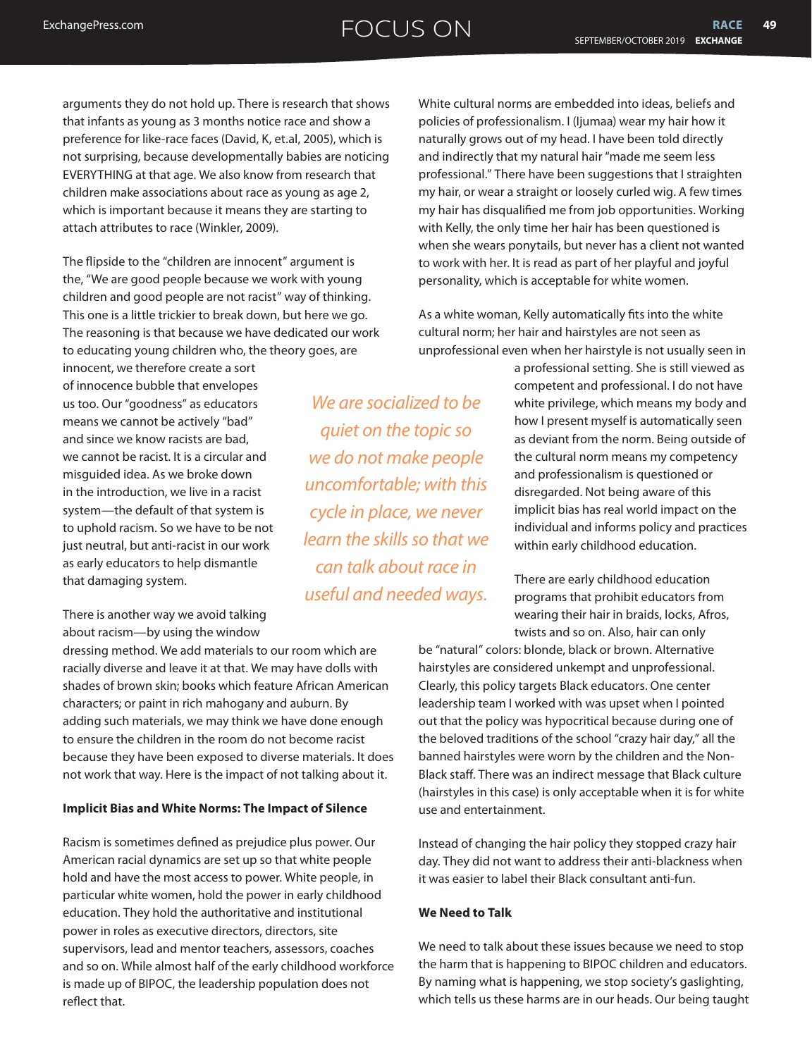arguments they do not hold up. There is research that shows that infants as young as 3 months notice race and show a preference for like-race faces (David, K, et.al, 2005), which is not surprising, because developmentally babies are noticing EVERYTHING at that age. We also know from research that children make associations about race as young as age 2, which is important because it means they are starting to attach attributes to race (Winkler, 2009).

The flipside to the "children are innocent" argument is the, "We are good people because we work with young children and good people are not racist" way of thinking. This one is a little trickier to break down, but here we go. The reasoning is that because we have dedicated our work to educating young children who, the theory goes, are innocent, we therefore create a sort of innocence bubble that envelopes us too. Our "goodness" as educators means we cannot be actively "bad" and since we know racists are bad, we cannot be racist. It is a circular and misguided idea. As we broke down in the introduction, we live in a racist system—the default of that system is to uphold racism. So we have to be not just neutral, but anti-racist in our work as early educators to help dismantle that damaging system.

*We are socialized to be quiet on the topic so we do not make people uncomfortable; with this cycle in place, we never learn the skills so that we can talk about race in useful and needed ways.*

There is another way we avoid talking about racism—by using the window dressing method. We add materials to our room which are racially diverse and leave it at that. We may have dolls with shades of brown skin; books which feature African American characters; or paint in rich mahogany and auburn. By adding such materials, we may think we have done enough to ensure the children in the room do not become racist because they have been exposed to diverse materials. It does not work that way. Here is the impact of not talking about it.

**Implicit Bias and White Norms: The Impact of Silence**

Racism is sometimes defined as prejudice plus power. Our American racial dynamics are set up so that white people hold and have the most access to power. White people, in particular white women, hold the power in early childhood education. They hold the authoritative and institutional power in roles as executive directors, directors, site supervisors, lead and mentor teachers, assessors, coaches and so on. While almost half of the early childhood workforce is made up of BIPOC, the leadership population does not reflect that.

White cultural norms are embedded into ideas, beliefs and policies of professionalism. I (Ijumaa) wear my hair how it naturally grows out of my head. I have been told directly and indirectly that my natural hair "made me seem less professional." There have been suggestions that I straighten my hair, or wear a straight or loosely curled wig. A few times my hair has disqualified me from job opportunities. Working with Kelly, the only time her hair has been questioned is when she wears ponytails, but never has a client not wanted to work with her. It is read as part of her playful and joyful personality, which is acceptable for white women.

As a white woman, Kelly automatically fits into the white cultural norm; her hair and hairstyles are not seen as unprofessional even when her hairstyle is not usually seen in a professional setting. She is still viewed as competent and professional. I do not have white privilege, which means my body and how I present myself is automatically seen as deviant from the norm. Being outside of the cultural norm means my competency and professionalism is questioned or disregarded. Not being aware of this implicit bias has real world impact on the individual and informs policy and practices within early childhood education.

There are early childhood education programs that prohibit educators from wearing their hair in braids, locks, Afros, twists and so on. Also, hair can only be "natural" colors: blonde, black or brown. Alternative hairstyles are considered unkempt and unprofessional. Clearly, this policy targets Black educators. One center leadership team I worked with was upset when I pointed out that the policy was hypocritical because during one of the beloved traditions of the school "crazy hair day," all the banned hairstyles were worn by the children and the Non-Black staff. There was an indirect message that Black culture (hairstyles in this case) is only acceptable when it is for white use and entertainment.

Instead of changing the hair policy they stopped crazy hair day. They did not want to address their anti-blackness when it was easier to label their Black consultant anti-fun.

**We Need to Talk**

We need to talk about these issues because we need to stop the harm that is happening to BIPOC children and educators. By naming what is happening, we stop society's gaslighting, which tells us these harms are in our heads. Our being taught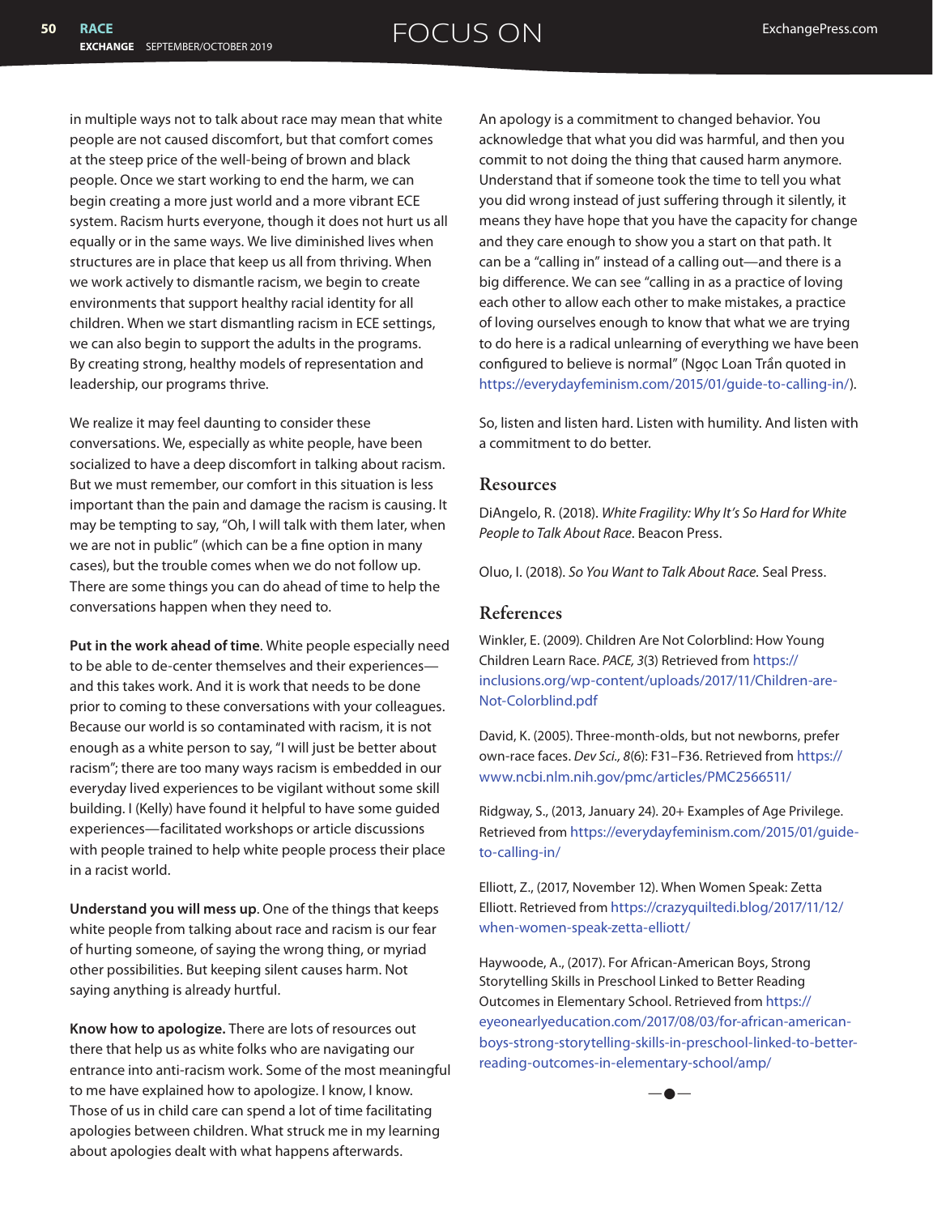in multiple ways not to talk about race may mean that white people are not caused discomfort, but that comfort comes at the steep price of the well-being of brown and black people. Once we start working to end the harm, we can begin creating a more just world and a more vibrant ECE system. Racism hurts everyone, though it does not hurt us all equally or in the same ways. We live diminished lives when structures are in place that keep us all from thriving. When we work actively to dismantle racism, we begin to create environments that support healthy racial identity for all children. When we start dismantling racism in ECE settings, we can also begin to support the adults in the programs. By creating strong, healthy models of representation and leadership, our programs thrive.

We realize it may feel daunting to consider these conversations. We, especially as white people, have been socialized to have a deep discomfort in talking about racism. But we must remember, our comfort in this situation is less important than the pain and damage the racism is causing. It may be tempting to say, "Oh, I will talk with them later, when we are not in public" (which can be a fine option in many cases), but the trouble comes when we do not follow up. There are some things you can do ahead of time to help the conversations happen when they need to.

**Put in the work ahead of time**. White people especially need to be able to de-center themselves and their experiences—and this takes work. And it is work that needs to be done prior to coming to these conversations with your colleagues. Because our world is so contaminated with racism, it is not enough as a white person to say, "I will just be better about racism"; there are too many ways racism is embedded in our everyday lived experiences to be vigilant without some skill building. I (Kelly) have found it helpful to have some guided experiences—facilitated workshops or article discussions with people trained to help white people process their place in a racist world.

**Understand you will mess up**. One of the things that keeps white people from talking about race and racism is our fear of hurting someone, of saying the wrong thing, or myriad other possibilities. But keeping silent causes harm. Not saying anything is already hurtful.

**Know how to apologize.** There are lots of resources out there that help us as white folks who are navigating our entrance into anti-racism work. Some of the most meaningful to me have explained how to apologize. I know, I know. Those of us in child care can spend a lot of time facilitating apologies between children. What struck me in my learning about apologies dealt with what happens afterwards.

An apology is a commitment to changed behavior. You acknowledge that what you did was harmful, and then you commit to not doing the thing that caused harm anymore. Understand that if someone took the time to tell you what you did wrong instead of just suffering through it silently, it means they have hope that you have the capacity for change and they care enough to show you a start on that path. It can be a "calling in" instead of a calling out—and there is a big difference. We can see "calling in as a practice of loving each other to allow each other to make mistakes, a practice of loving ourselves enough to know that what we are trying to do here is a radical unlearning of everything we have been configured to believe is normal" (Ngọc Loan Trần quoted in https://everydayfeminism.com/2015/01/guide-to-calling-in/).

So, listen and listen hard. Listen with humility. And listen with a commitment to do better.

## Resources

DiAngelo, R. (2018). *White Fragility: Why It's So Hard for White People to Talk About Race*. Beacon Press.

Oluo, I. (2018). *So You Want to Talk About Race.* Seal Press.

## References

Winkler, E. (2009). Children Are Not Colorblind: How Young Children Learn Race. *PACE, 3*(3) Retrieved from https://inclusions.org/wp-content/uploads/2017/11/Children-are-Not-Colorblind.pdf

David, K. (2005). Three-month-olds, but not newborns, prefer own-race faces. *Dev Sci., 8*(6): F31–F36. Retrieved from https://www.ncbi.nlm.nih.gov/pmc/articles/PMC2566511/

Ridgway, S., (2013, January 24). 20+ Examples of Age Privilege. Retrieved from https://everydayfeminism.com/2015/01/guide-to-calling-in/

Elliott, Z., (2017, November 12). When Women Speak: Zetta Elliott. Retrieved from https://crazyquiltedi.blog/2017/11/12/when-women-speak-zetta-elliott/

Haywoode, A., (2017). For African-American Boys, Strong Storytelling Skills in Preschool Linked to Better Reading Outcomes in Elementary School. Retrieved from https://eyeonearlyeducation.com/2017/08/03/for-african-american-boys-strong-storytelling-skills-in-preschool-linked-to-better-reading-outcomes-in-elementary-school/amp/